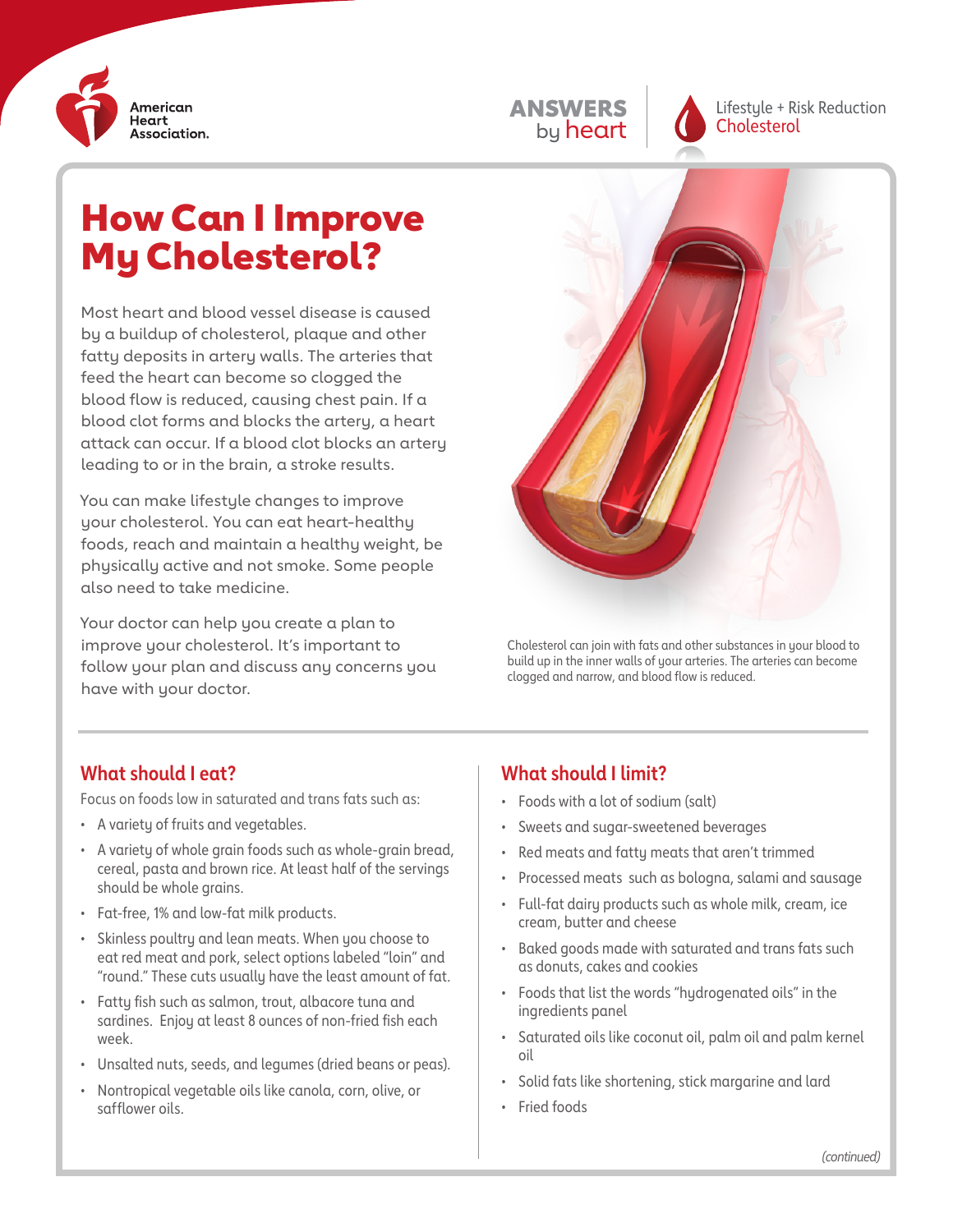American Heart Association.

ANSWERS by heart

Lifestyle + Risk Reduction
Cholesterol

# How Can I Improve My Cholesterol?

Most heart and blood vessel disease is caused by a buildup of cholesterol, plaque and other fatty deposits in artery walls. The arteries that feed the heart can become so clogged the blood flow is reduced, causing chest pain. If a blood clot forms and blocks the artery, a heart attack can occur. If a blood clot blocks an artery leading to or in the brain, a stroke results.

You can make lifestyle changes to improve your cholesterol. You can eat heart-healthy foods, reach and maintain a healthy weight, be physically active and not smoke. Some people also need to take medicine.

Your doctor can help you create a plan to improve your cholesterol. It's important to follow your plan and discuss any concerns you have with your doctor.

Cholesterol can join with fats and other substances in your blood to build up in the inner walls of your arteries. The arteries can become clogged and narrow, and blood flow is reduced.

## What should I eat?

Focus on foods low in saturated and trans fats such as:

- A variety of fruits and vegetables.
- A variety of whole grain foods such as whole-grain bread, cereal, pasta and brown rice. At least half of the servings should be whole grains.
- Fat-free, 1% and low-fat milk products.
- Skinless poultry and lean meats. When you choose to eat red meat and pork, select options labeled "loin" and "round." These cuts usually have the least amount of fat.
- Fatty fish such as salmon, trout, albacore tuna and sardines. Enjoy at least 8 ounces of non-fried fish each week.
- Unsalted nuts, seeds, and legumes (dried beans or peas).
- Nontropical vegetable oils like canola, corn, olive, or safflower oils.

## What should I limit?

- Foods with a lot of sodium (salt)
- Sweets and sugar-sweetened beverages
- Red meats and fatty meats that aren't trimmed
- Processed meats such as bologna, salami and sausage
- Full-fat dairy products such as whole milk, cream, ice cream, butter and cheese
- Baked goods made with saturated and trans fats such as donuts, cakes and cookies
- Foods that list the words "hydrogenated oils" in the ingredients panel
- Saturated oils like coconut oil, palm oil and palm kernel oil
- Solid fats like shortening, stick margarine and lard
- Fried foods

*(continued)*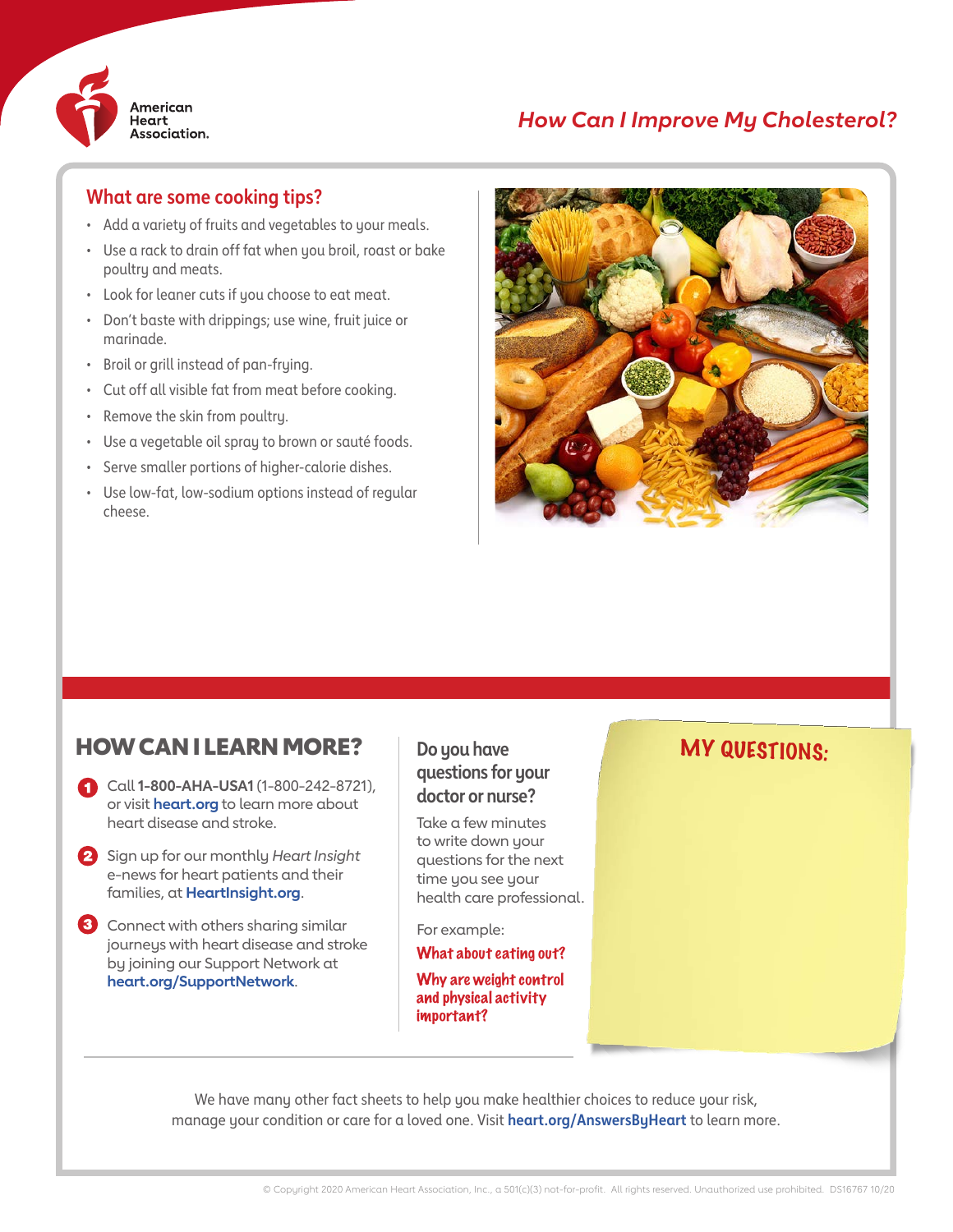## What are some cooking tips?

- Add a variety of fruits and vegetables to your meals.
- Use a rack to drain off fat when you broil, roast or bake poultry and meats.
- Look for leaner cuts if you choose to eat meat.
- Don't baste with drippings; use wine, fruit juice or marinade.
- Broil or grill instead of pan-frying.
- Cut off all visible fat from meat before cooking.
- Remove the skin from poultry.
- Use a vegetable oil spray to brown or sauté foods.
- Serve smaller portions of higher-calorie dishes.
- Use low-fat, low-sodium options instead of regular cheese.

## HOW CAN I LEARN MORE?

1. Call **1-800-AHA-USA1** (1-800-242-8721), or visit **heart.org** to learn more about heart disease and stroke.
2. Sign up for our monthly *Heart Insight* e-news for heart patients and their families, at **HeartInsight.org**.
3. Connect with others sharing similar journeys with heart disease and stroke by joining our Support Network at **heart.org/SupportNetwork**.

### Do you have questions for your doctor or nurse?

Take a few minutes to write down your questions for the next time you see your health care professional.

For example:

**What about eating out?**

**Why are weight control and physical activity important?**

### MY QUESTIONS:

We have many other fact sheets to help you make healthier choices to reduce your risk, manage your condition or care for a loved one. Visit **heart.org/AnswersByHeart** to learn more.

© Copyright 2020 American Heart Association, Inc., a 501(c)(3) not-for-profit. All rights reserved. Unauthorized use prohibited. DS16767 10/20